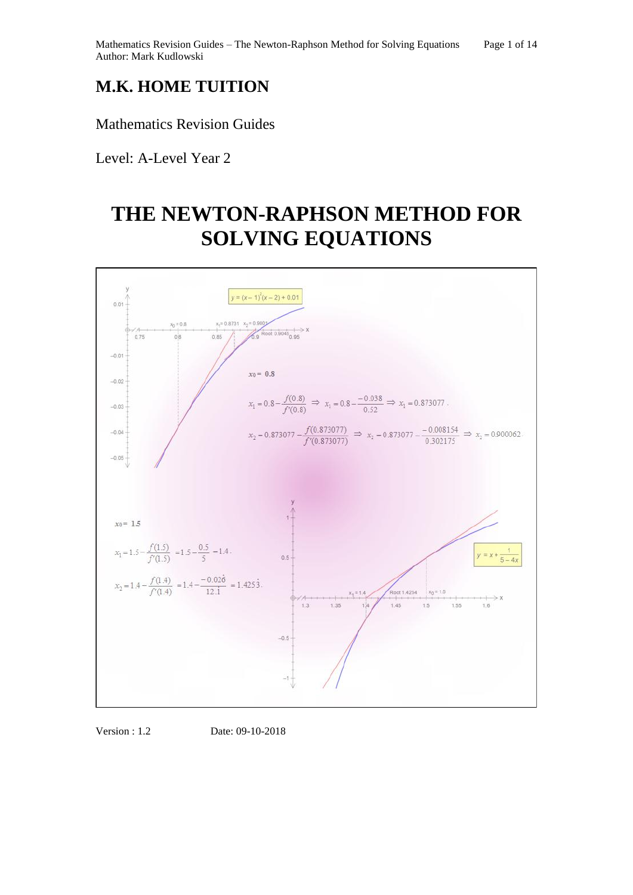# M.K. HOME TUITION

Mathematics Revision Guides

Level: A-Level Year 2

# THE NEWTON-RAPHSON METHOD FOR SOLVING EQUATIONS

$y = (x-1)^2(x-2) + 0.01$

$x_0 = 0.8$

$$x_1 = 0.8 - \frac{f(0.8)}{f'(0.8)} \Rightarrow x_1 = 0.8 - \frac{-0.038}{0.52} \Rightarrow x_1 = 0.873077.$$

$$x_2 = 0.873077 - \frac{f(0.873077)}{f'(0.873077)} \Rightarrow x_2 = 0.873077 - \frac{-0.008154}{0.302175} \Rightarrow x_2 = 0.900062.$$

$y = x + \frac{1}{5-4x}$

$x_0 = 1.5$

$$x_1 = 1.5 - \frac{f(1.5)}{f'(1.5)} = 1.5 - \frac{0.5}{5} = 1.4.$$

$$x_2 = 1.4 - \frac{f(1.4)}{f'(1.4)} = 1.4 - \frac{-0.02\dot{6}}{12.\dot{1}} = 1.425\dot{3}.$$

Version : 1.2 Date: 09-10-2018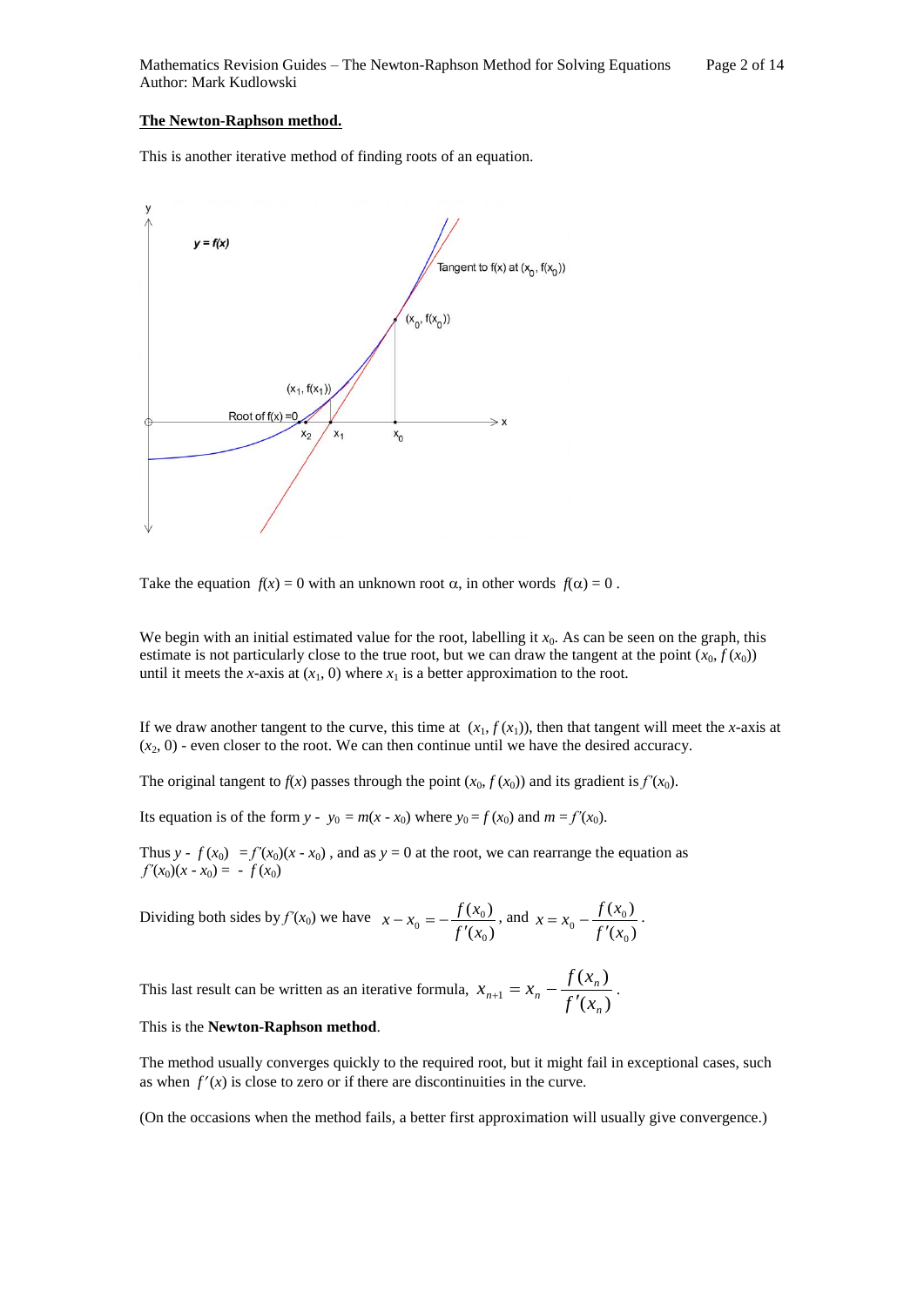## The Newton-Raphson method.

This is another iterative method of finding roots of an equation.

Take the equation $f(x) = 0$ with an unknown root $\alpha$, in other words $f(\alpha) = 0$ .

We begin with an initial estimated value for the root, labelling it $x_0$. As can be seen on the graph, this estimate is not particularly close to the true root, but we can draw the tangent at the point $(x_0, f(x_0))$ until it meets the $x$-axis at $(x_1, 0)$ where $x_1$ is a better approximation to the root.

If we draw another tangent to the curve, this time at $(x_1, f(x_1))$, then that tangent will meet the $x$-axis at $(x_2, 0)$ - even closer to the root. We can then continue until we have the desired accuracy.

The original tangent to $f(x)$ passes through the point $(x_0, f(x_0))$ and its gradient is $f'(x_0)$.

Its equation is of the form $y - y_0 = m(x - x_0)$ where $y_0 = f(x_0)$ and $m = f'(x_0)$.

Thus $y - f(x_0) = f'(x_0)(x - x_0)$ , and as $y = 0$ at the root, we can rearrange the equation as $f'(x_0)(x - x_0) = - f(x_0)$

Dividing both sides by $f'(x_0)$ we have $x - x_0 = -\dfrac{f(x_0)}{f'(x_0)}$, and $x = x_0 - \dfrac{f(x_0)}{f'(x_0)}$.

This last result can be written as an iterative formula, $x_{n+1} = x_n - \dfrac{f(x_n)}{f'(x_n)}$.

This is the **Newton-Raphson method**.

The method usually converges quickly to the required root, but it might fail in exceptional cases, such as when $f'(x)$ is close to zero or if there are discontinuities in the curve.

(On the occasions when the method fails, a better first approximation will usually give convergence.)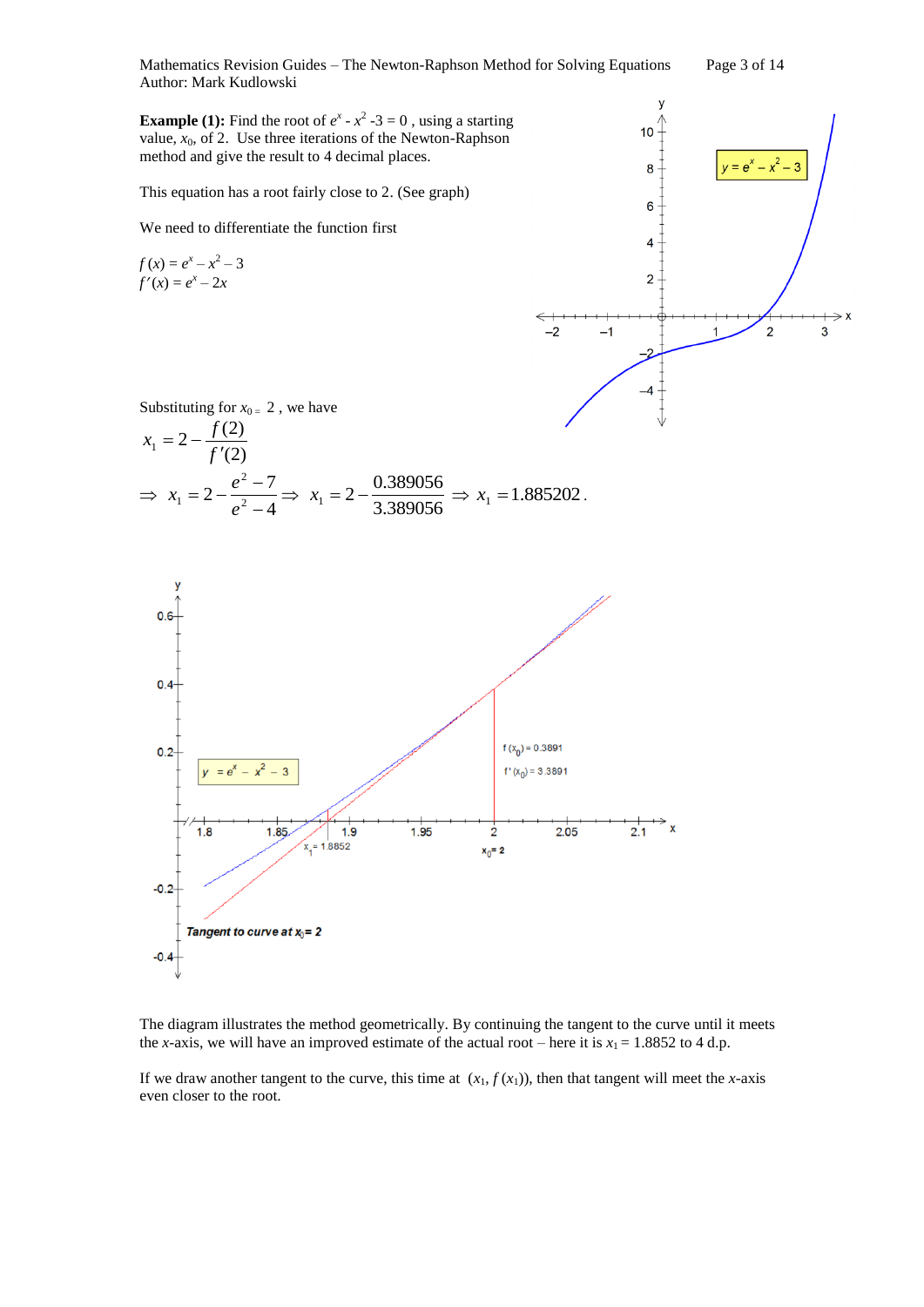**Example (1):** Find the root of $e^x - x^2 - 3 = 0$, using a starting value, $x_0$, of 2. Use three iterations of the Newton-Raphson method and give the result to 4 decimal places.

This equation has a root fairly close to 2. (See graph)

We need to differentiate the function first

$f(x) = e^x - x^2 - 3$
$f'(x) = e^x - 2x$

Substituting for $x_0 = 2$, we have

$$x_1 = 2 - \frac{f(2)}{f'(2)}$$

$$\Rightarrow x_1 = 2 - \frac{e^2 - 7}{e^2 - 4} \Rightarrow x_1 = 2 - \frac{0.389056}{3.389056} \Rightarrow x_1 = 1.885202.$$

The diagram illustrates the method geometrically. By continuing the tangent to the curve until it meets the $x$-axis, we will have an improved estimate of the actual root – here it is $x_1 = 1.8852$ to 4 d.p.

If we draw another tangent to the curve, this time at $(x_1, f(x_1))$, then that tangent will meet the $x$-axis even closer to the root.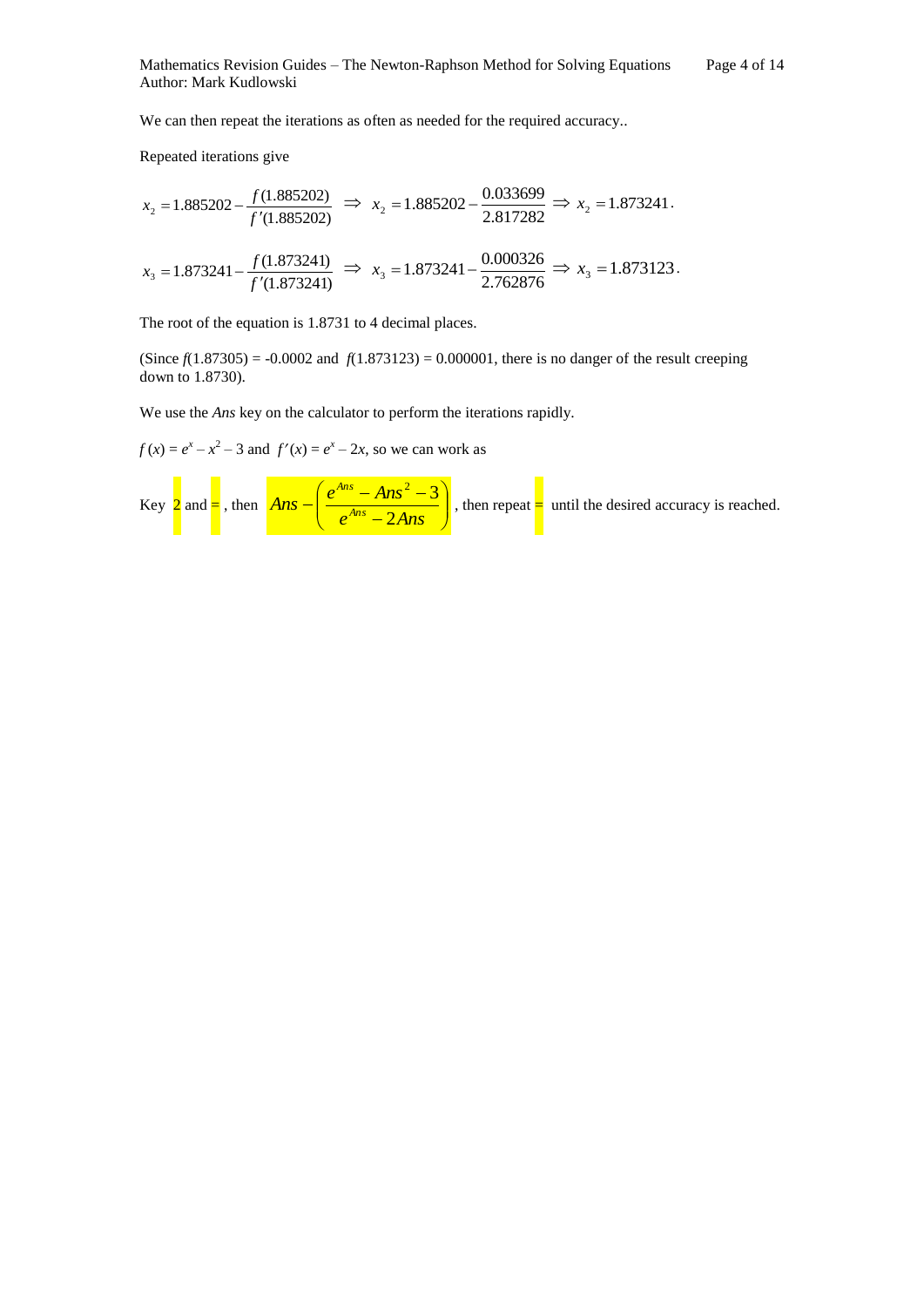We can then repeat the iterations as often as needed for the required accuracy..

Repeated iterations give

$$x_2 = 1.885202 - \frac{f(1.885202)}{f'(1.885202)} \;\Rightarrow\; x_2 = 1.885202 - \frac{0.033699}{2.817282} \Rightarrow x_2 = 1.873241.$$

$$x_3 = 1.873241 - \frac{f(1.873241)}{f'(1.873241)} \;\Rightarrow\; x_3 = 1.873241 - \frac{0.000326}{2.762876} \Rightarrow x_3 = 1.873123.$$

The root of the equation is 1.8731 to 4 decimal places.

(Since $f(1.87305) = -0.0002$ and $f(1.873123) = 0.000001$, there is no danger of the result creeping down to 1.8730).

We use the *Ans* key on the calculator to perform the iterations rapidly.

$f(x) = e^x - x^2 - 3$ and $f'(x) = e^x - 2x$, so we can work as

Key 2 and =, then $Ans - \left(\dfrac{e^{Ans} - Ans^2 - 3}{e^{Ans} - 2Ans}\right)$, then repeat = until the desired accuracy is reached.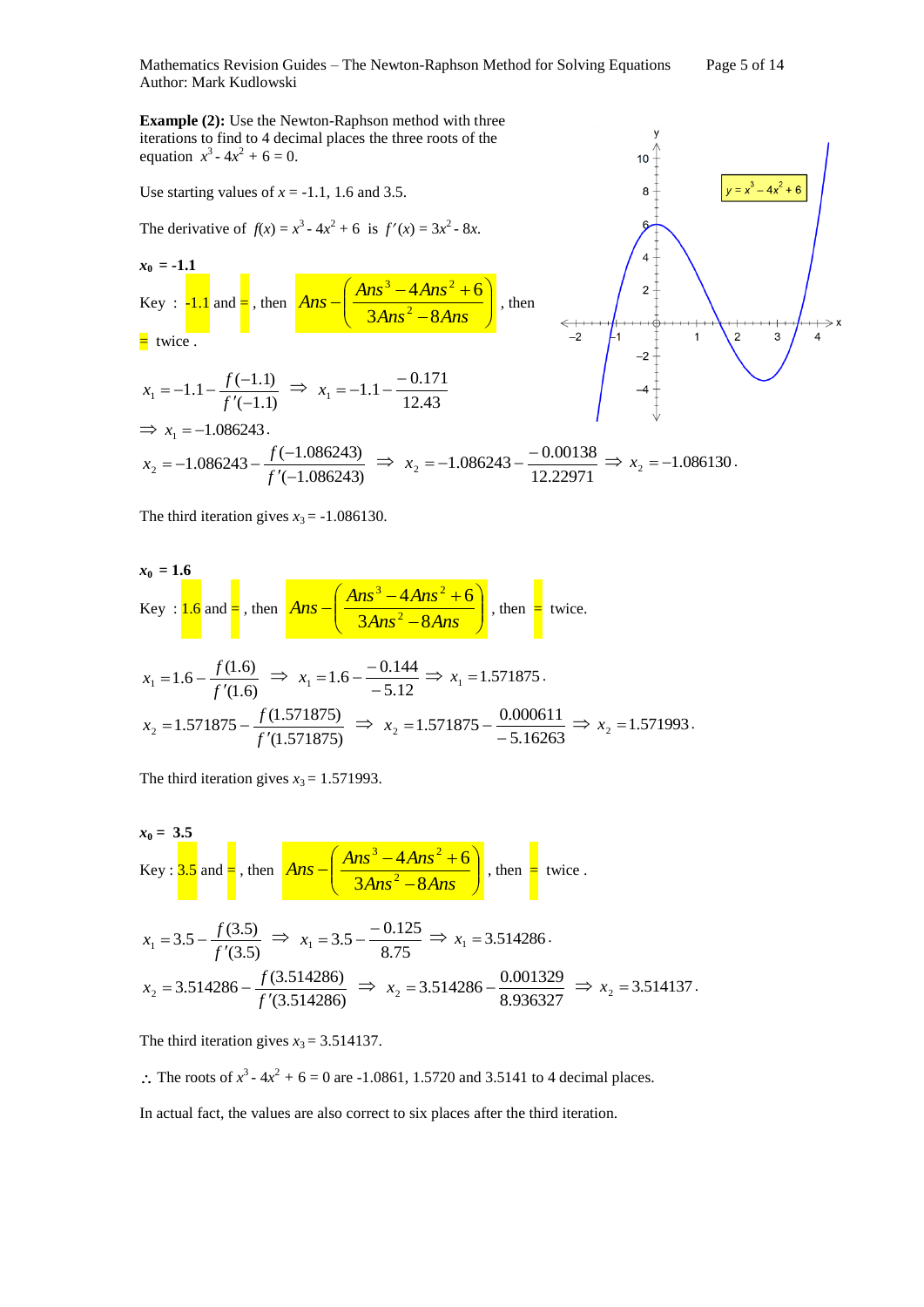**Example (2):** Use the Newton-Raphson method with three iterations to find to 4 decimal places the three roots of the equation $x^3 - 4x^2 + 6 = 0$.

Use starting values of $x$ = -1.1, 1.6 and 3.5.

The derivative of $f(x) = x^3 - 4x^2 + 6$ is $f'(x) = 3x^2 - 8x$.

$\mathbf{x_0}$ **= -1.1**

Key : -1.1 and =, then $Ans - \left(\dfrac{Ans^3 - 4Ans^2 + 6}{3Ans^2 - 8Ans}\right)$, then = twice .

$$x_1 = -1.1 - \frac{f(-1.1)}{f'(-1.1)} \Rightarrow x_1 = -1.1 - \frac{-0.171}{12.43}$$

$\Rightarrow x_1 = -1.086243$.

$$x_2 = -1.086243 - \frac{f(-1.086243)}{f'(-1.086243)} \Rightarrow x_2 = -1.086243 - \frac{-0.00138}{12.22971} \Rightarrow x_2 = -1.086130.$$

The third iteration gives $x_3$ = -1.086130.

$\mathbf{x_0}$ **= 1.6**

Key : 1.6 and =, then $Ans - \left(\dfrac{Ans^3 - 4Ans^2 + 6}{3Ans^2 - 8Ans}\right)$, then = twice.

$$x_1 = 1.6 - \frac{f(1.6)}{f'(1.6)} \Rightarrow x_1 = 1.6 - \frac{-0.144}{-5.12} \Rightarrow x_1 = 1.571875.$$

$$x_2 = 1.571875 - \frac{f(1.571875)}{f'(1.571875)} \Rightarrow x_2 = 1.571875 - \frac{0.000611}{-5.16263} \Rightarrow x_2 = 1.571993.$$

The third iteration gives $x_3$ = 1.571993.

$\mathbf{x_0}$ **= 3.5**

Key : 3.5 and =, then $Ans - \left(\dfrac{Ans^3 - 4Ans^2 + 6}{3Ans^2 - 8Ans}\right)$, then = twice .

$$x_1 = 3.5 - \frac{f(3.5)}{f'(3.5)} \Rightarrow x_1 = 3.5 - \frac{-0.125}{8.75} \Rightarrow x_1 = 3.514286.$$

$$x_2 = 3.514286 - \frac{f(3.514286)}{f'(3.514286)} \Rightarrow x_2 = 3.514286 - \frac{0.001329}{8.936327} \Rightarrow x_2 = 3.514137.$$

The third iteration gives $x_3$ = 3.514137.

$\therefore$ The roots of $x^3 - 4x^2 + 6 = 0$ are -1.0861, 1.5720 and 3.5141 to 4 decimal places.

In actual fact, the values are also correct to six places after the third iteration.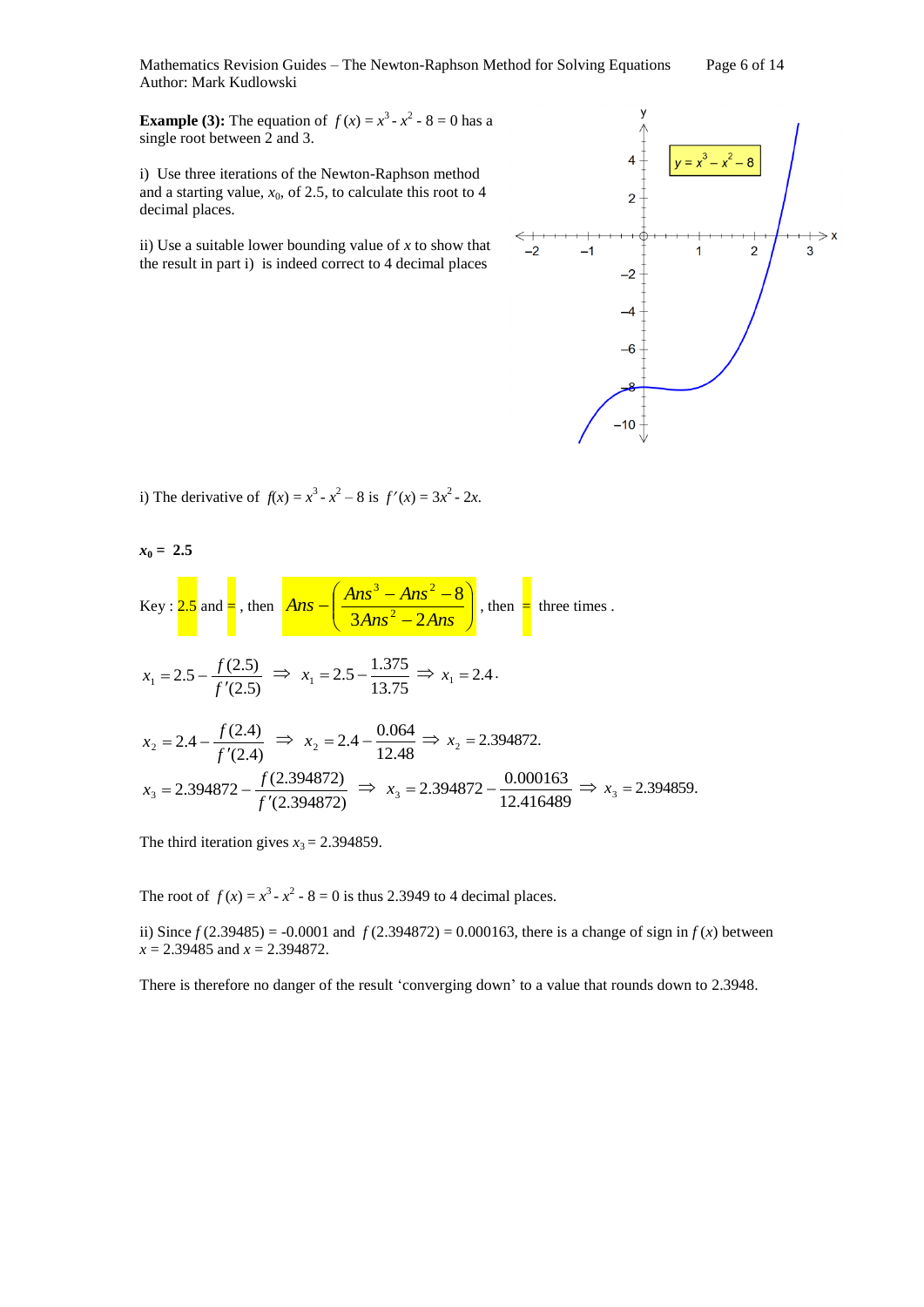**Example (3):** The equation of $f(x) = x^3 - x^2 - 8 = 0$ has a single root between 2 and 3.

i) Use three iterations of the Newton-Raphson method and a starting value, $x_0$, of 2.5, to calculate this root to 4 decimal places.

ii) Use a suitable lower bounding value of $x$ to show that the result in part i) is indeed correct to 4 decimal places

i) The derivative of $f(x) = x^3 - x^2 - 8$ is $f'(x) = 3x^2 - 2x$.

$x_0 =$ **2.5**

Key : 2.5 and =, then $Ans - \left(\dfrac{Ans^3 - Ans^2 - 8}{3Ans^2 - 2Ans}\right)$, then = three times .

$$x_1 = 2.5 - \frac{f(2.5)}{f'(2.5)} \Rightarrow x_1 = 2.5 - \frac{1.375}{13.75} \Rightarrow x_1 = 2.4.$$

$$x_2 = 2.4 - \frac{f(2.4)}{f'(2.4)} \Rightarrow x_2 = 2.4 - \frac{0.064}{12.48} \Rightarrow x_2 = 2.394872.$$

$$x_3 = 2.394872 - \frac{f(2.394872)}{f'(2.394872)} \Rightarrow x_3 = 2.394872 - \frac{0.000163}{12.416489} \Rightarrow x_3 = 2.394859.$$

The third iteration gives $x_3 = 2.394859$.

The root of $f(x) = x^3 - x^2 - 8 = 0$ is thus 2.3949 to 4 decimal places.

ii) Since $f(2.39485) = -0.0001$ and $f(2.394872) = 0.000163$, there is a change of sign in $f(x)$ between $x = 2.39485$ and $x = 2.394872$.

There is therefore no danger of the result 'converging down' to a value that rounds down to 2.3948.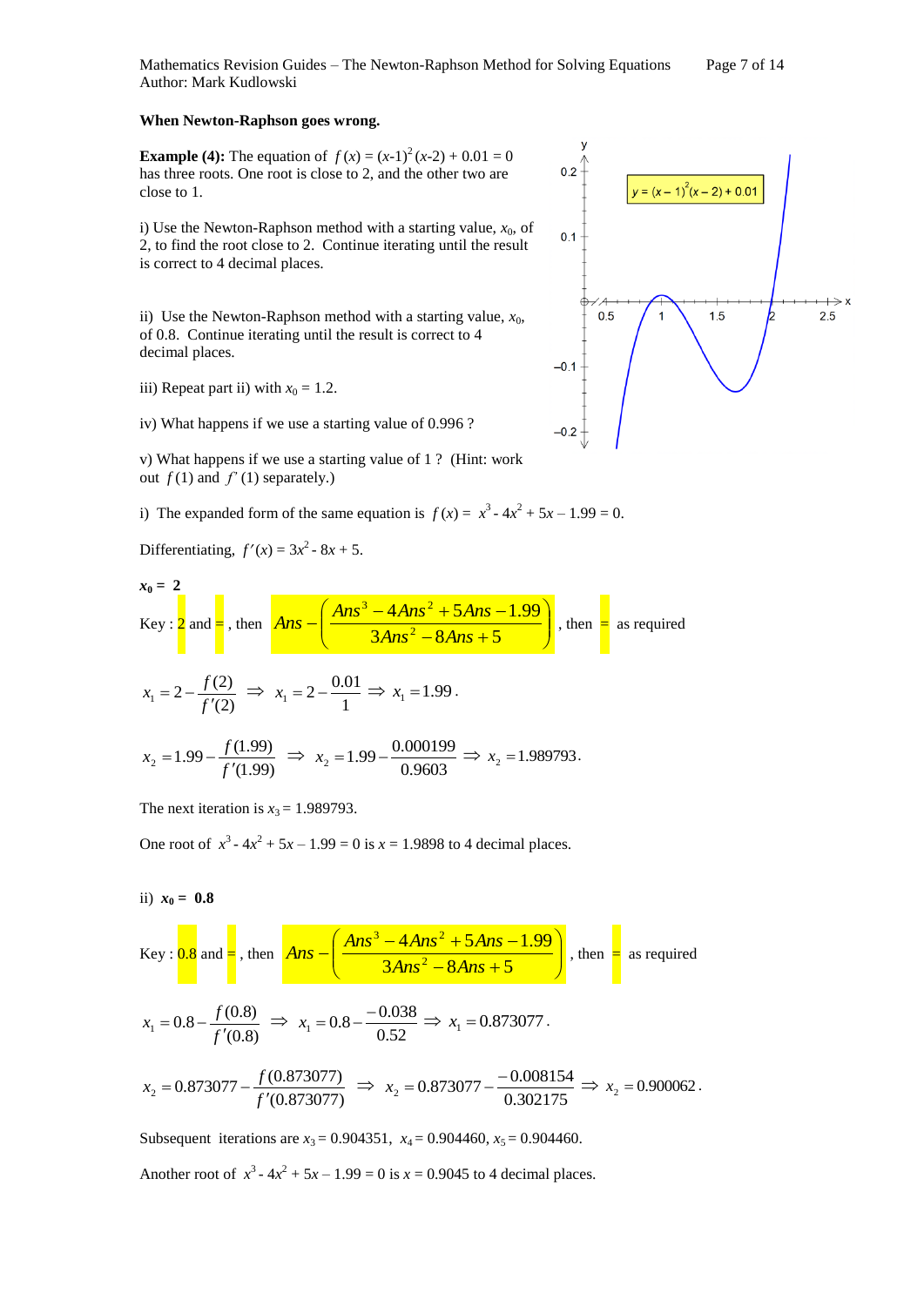**When Newton-Raphson goes wrong.**

**Example (4):** The equation of $f(x) = (x-1)^2(x-2) + 0.01 = 0$ has three roots. One root is close to 2, and the other two are close to 1.

i) Use the Newton-Raphson method with a starting value, $x_0$, of 2, to find the root close to 2. Continue iterating until the result is correct to 4 decimal places.

ii) Use the Newton-Raphson method with a starting value, $x_0$, of 0.8. Continue iterating until the result is correct to 4 decimal places.

iii) Repeat part ii) with $x_0 = 1.2$.

iv) What happens if we use a starting value of 0.996 ?

v) What happens if we use a starting value of 1 ? (Hint: work out $f(1)$ and $f'(1)$ separately.)

i) The expanded form of the same equation is $f(x) = x^3 - 4x^2 + 5x - 1.99 = 0$.

Differentiating, $f'(x) = 3x^2 - 8x + 5$.

$\mathbf{x_0 = 2}$

Key : 2 and =, then $Ans - \left(\dfrac{Ans^3 - 4Ans^2 + 5Ans - 1.99}{3Ans^2 - 8Ans + 5}\right)$, then = as required

$$x_1 = 2 - \frac{f(2)}{f'(2)} \Rightarrow x_1 = 2 - \frac{0.01}{1} \Rightarrow x_1 = 1.99.$$

$$x_2 = 1.99 - \frac{f(1.99)}{f'(1.99)} \Rightarrow x_2 = 1.99 - \frac{0.000199}{0.9603} \Rightarrow x_2 = 1.989793.$$

The next iteration is $x_3 = 1.989793$.

One root of $x^3 - 4x^2 + 5x - 1.99 = 0$ is $x = 1.9898$ to 4 decimal places.

ii) $\mathbf{x_0 = 0.8}$

Key : 0.8 and =, then $Ans - \left(\dfrac{Ans^3 - 4Ans^2 + 5Ans - 1.99}{3Ans^2 - 8Ans + 5}\right)$, then = as required

$$x_1 = 0.8 - \frac{f(0.8)}{f'(0.8)} \Rightarrow x_1 = 0.8 - \frac{-0.038}{0.52} \Rightarrow x_1 = 0.873077.$$

$$x_2 = 0.873077 - \frac{f(0.873077)}{f'(0.873077)} \Rightarrow x_2 = 0.873077 - \frac{-0.008154}{0.302175} \Rightarrow x_2 = 0.900062.$$

Subsequent iterations are $x_3 = 0.904351$, $x_4 = 0.904460$, $x_5 = 0.904460$.

Another root of $x^3 - 4x^2 + 5x - 1.99 = 0$ is $x = 0.9045$ to 4 decimal places.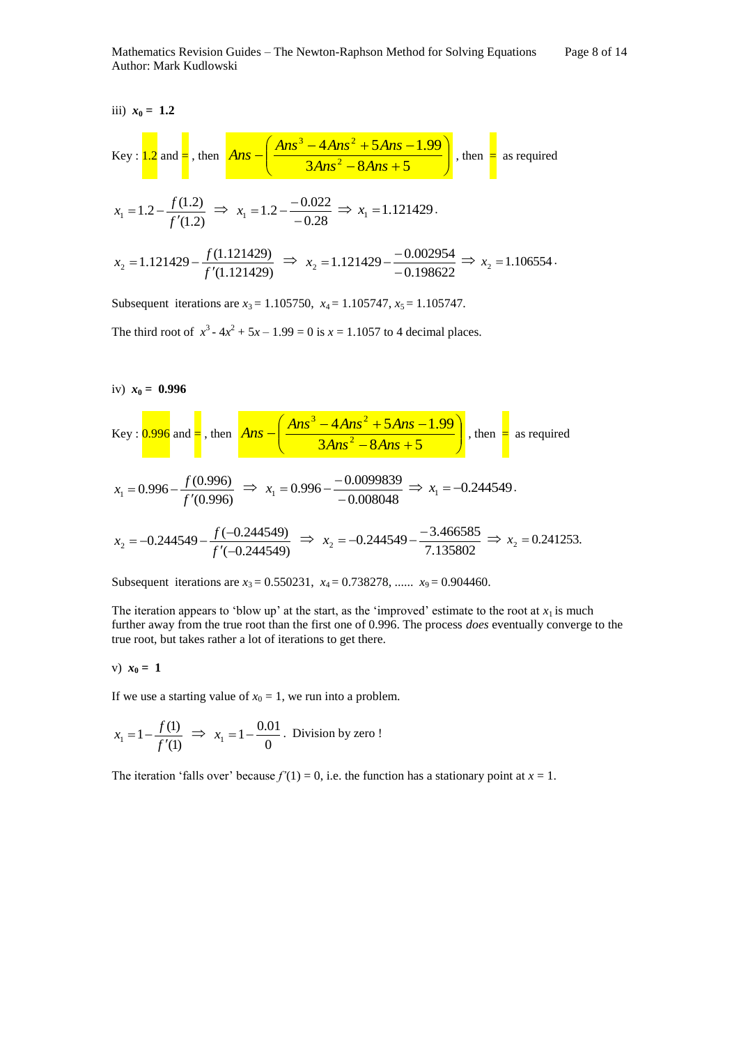iii) $x_0 = 1.2$

Key : 1.2 and =, then $Ans - \left( \dfrac{Ans^3 - 4Ans^2 + 5Ans - 1.99}{3Ans^2 - 8Ans + 5} \right)$, then = as required

$$x_1 = 1.2 - \frac{f(1.2)}{f'(1.2)} \Rightarrow x_1 = 1.2 - \frac{-0.022}{-0.28} \Rightarrow x_1 = 1.121429.$$

$$x_2 = 1.121429 - \frac{f(1.121429)}{f'(1.121429)} \Rightarrow x_2 = 1.121429 - \frac{-0.002954}{-0.198622} \Rightarrow x_2 = 1.106554.$$

Subsequent iterations are $x_3 = 1.105750$, $x_4 = 1.105747$, $x_5 = 1.105747$.

The third root of $x^3 - 4x^2 + 5x - 1.99 = 0$ is $x = 1.1057$ to 4 decimal places.

iv) $x_0 = 0.996$

Key : 0.996 and =, then $Ans - \left( \dfrac{Ans^3 - 4Ans^2 + 5Ans - 1.99}{3Ans^2 - 8Ans + 5} \right)$, then = as required

$$x_1 = 0.996 - \frac{f(0.996)}{f'(0.996)} \Rightarrow x_1 = 0.996 - \frac{-0.0099839}{-0.008048} \Rightarrow x_1 = -0.244549.$$

$$x_2 = -0.244549 - \frac{f(-0.244549)}{f'(-0.244549)} \Rightarrow x_2 = -0.244549 - \frac{-3.466585}{7.135802} \Rightarrow x_2 = 0.241253.$$

Subsequent iterations are $x_3 = 0.550231$, $x_4 = 0.738278$, ...... $x_9 = 0.904460$.

The iteration appears to 'blow up' at the start, as the 'improved' estimate to the root at $x_1$ is much further away from the true root than the first one of 0.996. The process *does* eventually converge to the true root, but takes rather a lot of iterations to get there.

v) $x_0 = 1$

If we use a starting value of $x_0 = 1$, we run into a problem.

$$x_1 = 1 - \frac{f(1)}{f'(1)} \Rightarrow x_1 = 1 - \frac{0.01}{0}.$$ Division by zero !

The iteration 'falls over' because $f'(1) = 0$, i.e. the function has a stationary point at $x = 1$.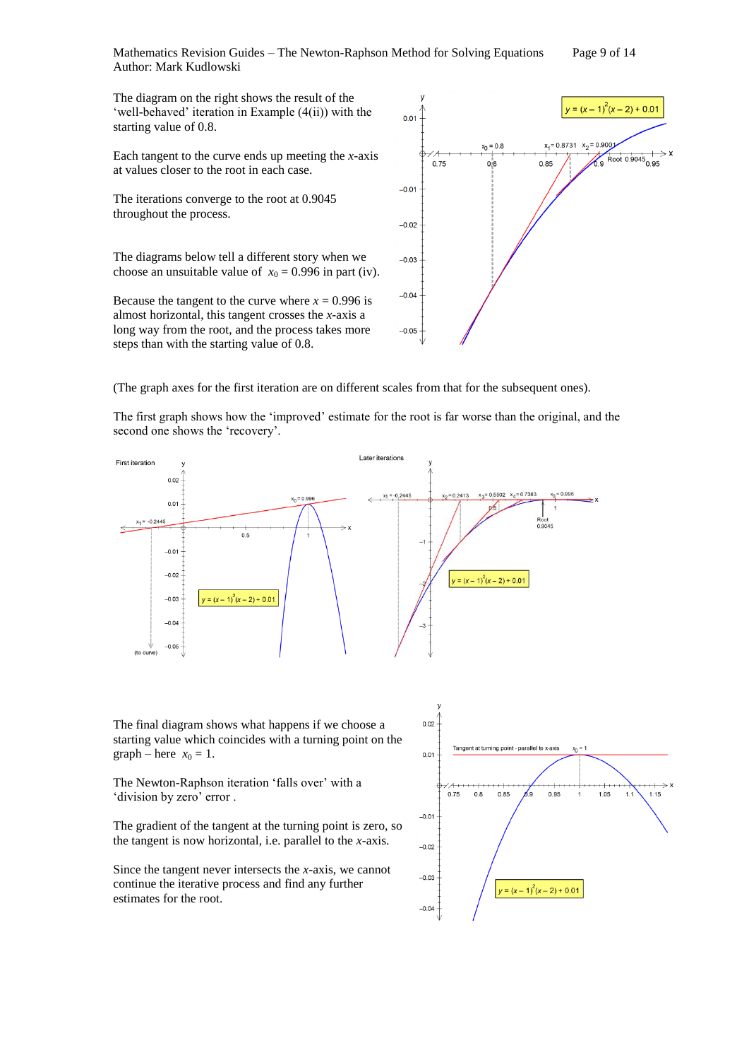The diagram on the right shows the result of the 'well-behaved' iteration in Example (4(ii)) with the starting value of 0.8.

Each tangent to the curve ends up meeting the $x$-axis at values closer to the root in each case.

The iterations converge to the root at 0.9045 throughout the process.

The diagrams below tell a different story when we choose an unsuitable value of $x_0 = 0.996$ in part (iv).

Because the tangent to the curve where $x = 0.996$ is almost horizontal, this tangent crosses the $x$-axis a long way from the root, and the process takes more steps than with the starting value of 0.8.

(The graph axes for the first iteration are on different scales from that for the subsequent ones).

The first graph shows how the 'improved' estimate for the root is far worse than the original, and the second one shows the 'recovery'.

The final diagram shows what happens if we choose a starting value which coincides with a turning point on the graph – here $x_0 = 1$.

The Newton-Raphson iteration 'falls over' with a 'division by zero' error .

The gradient of the tangent at the turning point is zero, so the tangent is now horizontal, i.e. parallel to the $x$-axis.

Since the tangent never intersects the $x$-axis, we cannot continue the iterative process and find any further estimates for the root.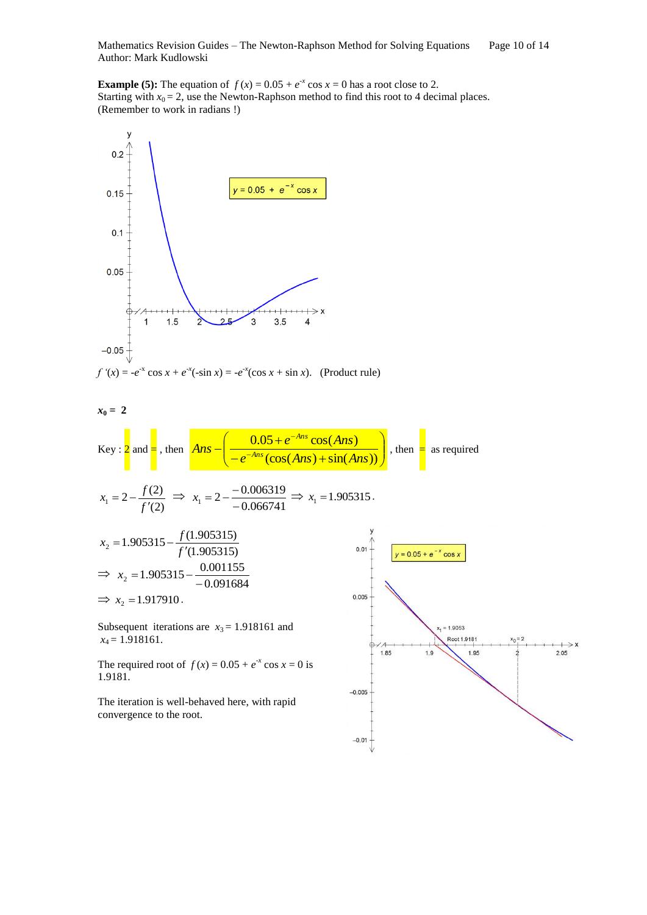**Example (5):** The equation of $f(x) = 0.05 + e^{-x} \cos x = 0$ has a root close to 2.
Starting with $x_0 = 2$, use the Newton-Raphson method to find this root to 4 decimal places.
(Remember to work in radians !)

$f'(x) = -e^{-x} \cos x + e^{-x}(-\sin x) = -e^{-x}(\cos x + \sin x)$. (Product rule)

$\mathbf{x_0 = 2}$

Key : 2 and =, then $Ans - \left( \dfrac{0.05 + e^{-Ans} \cos(Ans)}{-e^{-Ans}(\cos(Ans) + \sin(Ans))} \right)$, then = as required

$$x_1 = 2 - \frac{f(2)}{f'(2)} \Rightarrow x_1 = 2 - \frac{-0.006319}{-0.066741} \Rightarrow x_1 = 1.905315.$$

$$x_2 = 1.905315 - \frac{f(1.905315)}{f'(1.905315)}$$

$$\Rightarrow x_2 = 1.905315 - \frac{0.001155}{-0.091684}$$

$$\Rightarrow x_2 = 1.917910.$$

Subsequent iterations are $x_3 = 1.918161$ and $x_4 = 1.918161$.

The required root of $f(x) = 0.05 + e^{-x} \cos x = 0$ is 1.9181.

The iteration is well-behaved here, with rapid convergence to the root.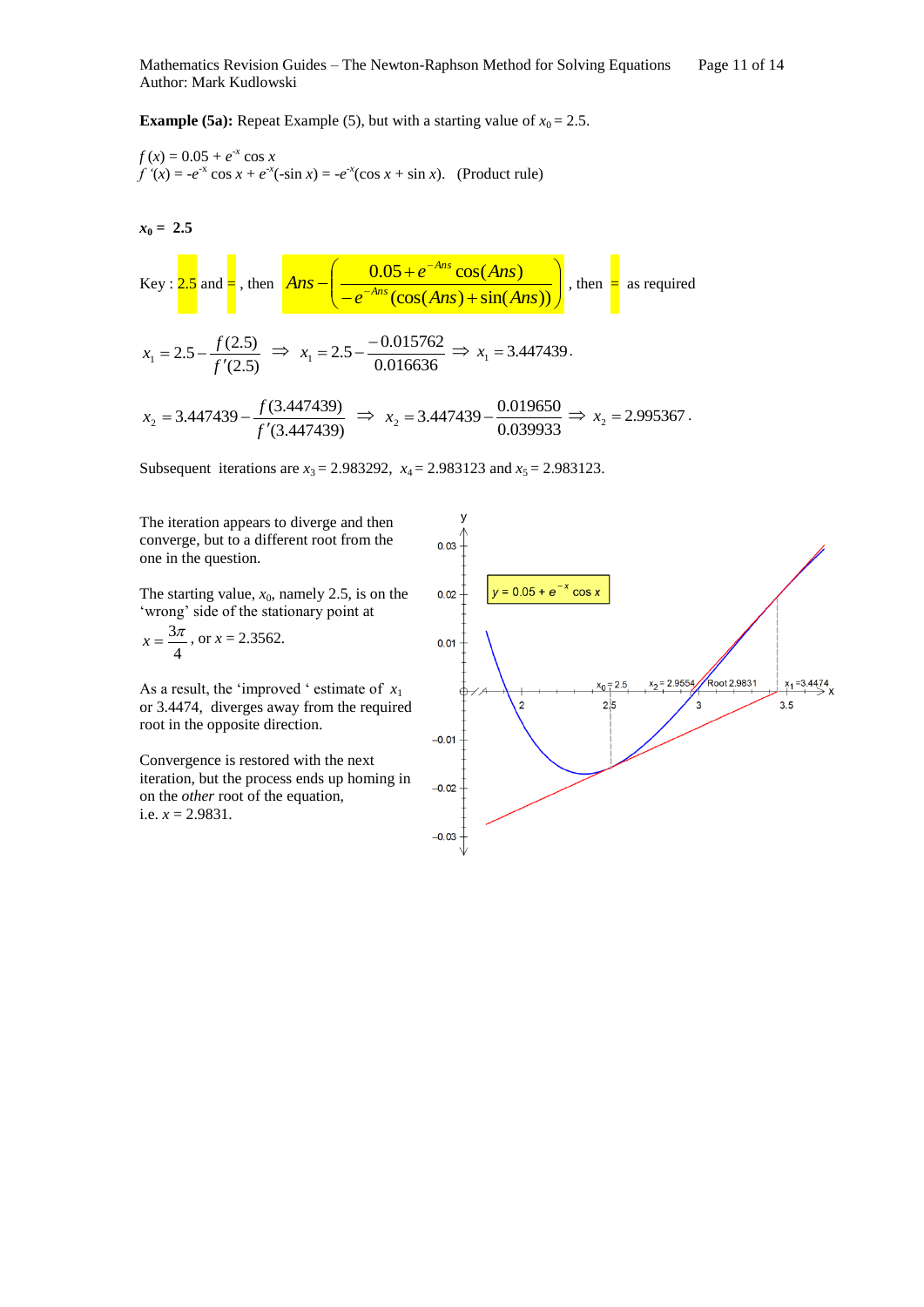**Example (5a):** Repeat Example (5), but with a starting value of $x_0 = 2.5$.

$f(x) = 0.05 + e^{-x} \cos x$
$f'(x) = -e^{-x} \cos x + e^{-x}(-\sin x) = -e^{-x}(\cos x + \sin x)$. (Product rule)

$\mathbf{x_0 = 2.5}$

Key : 2.5 and =, then $Ans - \left( \dfrac{0.05 + e^{-Ans} \cos(Ans)}{-e^{-Ans}(\cos(Ans) + \sin(Ans))} \right)$, then = as required

$$x_1 = 2.5 - \frac{f(2.5)}{f'(2.5)} \Rightarrow x_1 = 2.5 - \frac{-0.015762}{0.016636} \Rightarrow x_1 = 3.447439.$$

$$x_2 = 3.447439 - \frac{f(3.447439)}{f'(3.447439)} \Rightarrow x_2 = 3.447439 - \frac{0.019650}{0.039933} \Rightarrow x_2 = 2.995367.$$

Subsequent iterations are $x_3 = 2.983292$, $x_4 = 2.983123$ and $x_5 = 2.983123$.

The iteration appears to diverge and then converge, but to a different root from the one in the question.

The starting value, $x_0$, namely 2.5, is on the 'wrong' side of the stationary point at $x = \dfrac{3\pi}{4}$, or $x = 2.3562$.

As a result, the 'improved ' estimate of $x_1$ or 3.4474, diverges away from the required root in the opposite direction.

Convergence is restored with the next iteration, but the process ends up homing in on the *other* root of the equation, i.e. $x = 2.9831$.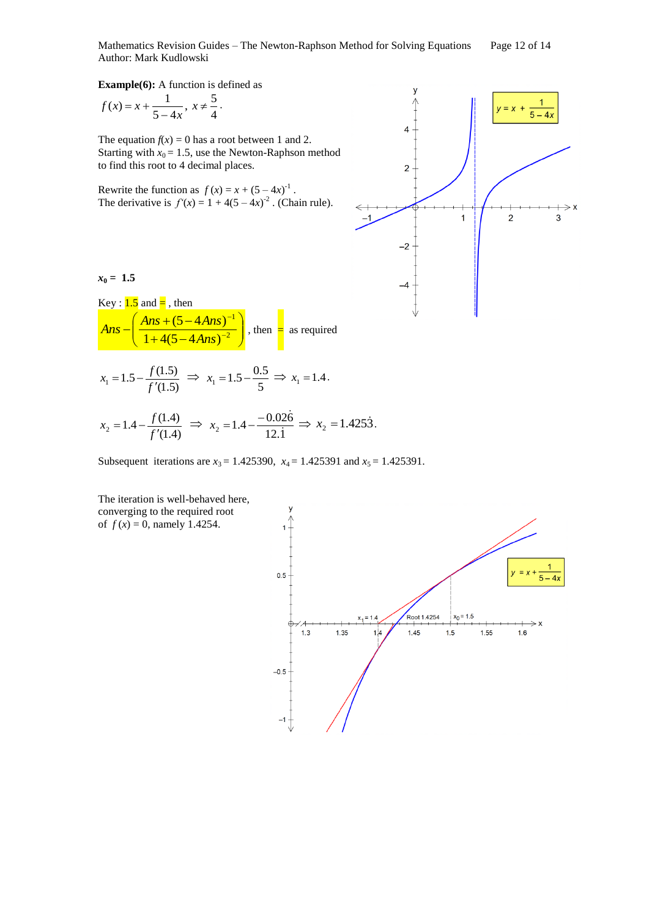**Example(6):** A function is defined as

$$f(x) = x + \frac{1}{5-4x}, \; x \neq \frac{5}{4}.$$

The equation $f(x) = 0$ has a root between 1 and 2. Starting with $x_0 = 1.5$, use the Newton-Raphson method to find this root to 4 decimal places.

Rewrite the function as $f(x) = x + (5-4x)^{-1}$.
The derivative is $f'(x) = 1 + 4(5-4x)^{-2}$. (Chain rule).

**$x_0 =$ 1.5**

Key : 1.5 and = , then

$$Ans - \left( \frac{Ans + (5-4Ans)^{-1}}{1 + 4(5-4Ans)^{-2}} \right)$$

, then = as required

$$x_1 = 1.5 - \frac{f(1.5)}{f'(1.5)} \;\Rightarrow\; x_1 = 1.5 - \frac{0.5}{5} \;\Rightarrow\; x_1 = 1.4.$$

$$x_2 = 1.4 - \frac{f(1.4)}{f'(1.4)} \;\Rightarrow\; x_2 = 1.4 - \frac{-0.02\dot{6}}{12.\dot{1}} \;\Rightarrow\; x_2 = 1.425\dot{3}.$$

Subsequent iterations are $x_3 = 1.425390$, $x_4 = 1.425391$ and $x_5 = 1.425391$.

The iteration is well-behaved here, converging to the required root of $f(x) = 0$, namely 1.4254.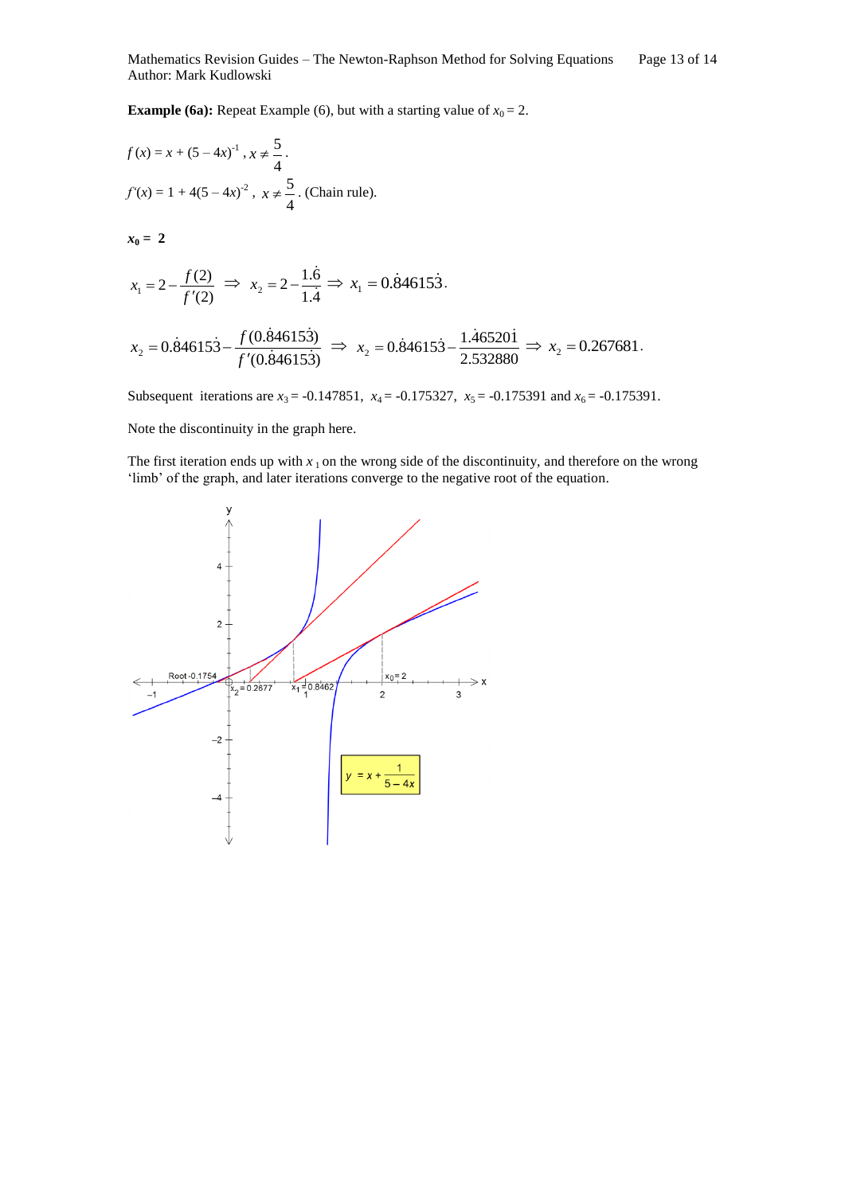**Example (6a):** Repeat Example (6), but with a starting value of $x_0 = 2$.

$f(x) = x + (5 - 4x)^{-1}$ , $x \neq \frac{5}{4}$.

$f'(x) = 1 + 4(5 - 4x)^{-2}$ , $x \neq \frac{5}{4}$. (Chain rule).

$\mathbf{x_0 = 2}$

$$x_1 = 2 - \frac{f(2)}{f'(2)} \Rightarrow x_2 = 2 - \frac{1.\dot{6}}{1.\dot{4}} \Rightarrow x_1 = 0.\dot{8}4615\dot{3}.$$

$$x_2 = 0.\dot{8}4615\dot{3} - \frac{f(0.\dot{8}4615\dot{3})}{f'(0.\dot{8}4615\dot{3})} \Rightarrow x_2 = 0.\dot{8}4615\dot{3} - \frac{1.\dot{4}6520\dot{1}}{2.532880} \Rightarrow x_2 = 0.267681.$$

Subsequent iterations are $x_3 = -0.147851$, $x_4 = -0.175327$, $x_5 = -0.175391$ and $x_6 = -0.175391$.

Note the discontinuity in the graph here.

The first iteration ends up with $x_1$ on the wrong side of the discontinuity, and therefore on the wrong 'limb' of the graph, and later iterations converge to the negative root of the equation.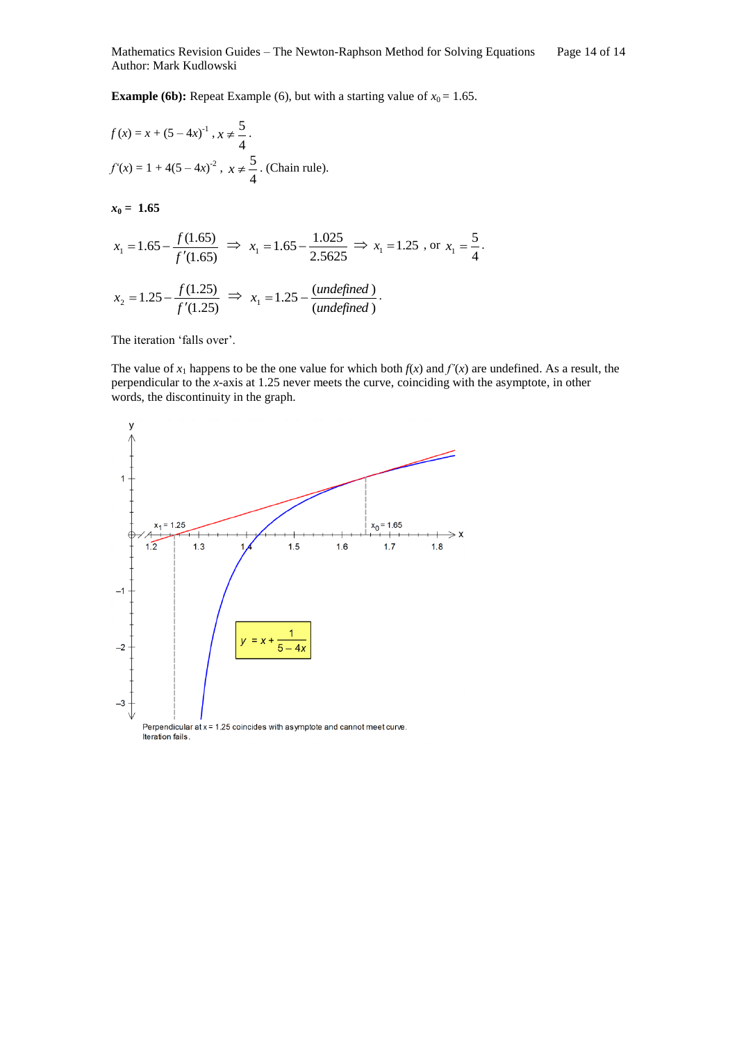**Example (6b):** Repeat Example (6), but with a starting value of $x_0 = 1.65$.

$$f(x) = x + (5-4x)^{-1}, \; x \neq \frac{5}{4}.$$

$$f'(x) = 1 + 4(5-4x)^{-2}, \; x \neq \frac{5}{4}. \text{ (Chain rule).}$$

$\mathbf{x_0 = 1.65}$

$$x_1 = 1.65 - \frac{f(1.65)}{f'(1.65)} \Rightarrow x_1 = 1.65 - \frac{1.025}{2.5625} \Rightarrow x_1 = 1.25 \text{ , or } x_1 = \frac{5}{4}.$$

$$x_2 = 1.25 - \frac{f(1.25)}{f'(1.25)} \Rightarrow x_1 = 1.25 - \frac{(undefined)}{(undefined)}.$$

The iteration 'falls over'.

The value of $x_1$ happens to be the one value for which both $f(x)$ and $f'(x)$ are undefined. As a result, the perpendicular to the $x$-axis at 1.25 never meets the curve, coinciding with the asymptote, in other words, the discontinuity in the graph.

y
x
1
–1
–2
–3
1.2
1.3
1.4
1.5
1.6
1.7
1.8
$x_1 = 1.25$
$x_0 = 1.65$
$y = x + \dfrac{1}{5-4x}$

Perpendicular at x = 1.25 coincides with asymptote and cannot meet curve.
Iteration fails.